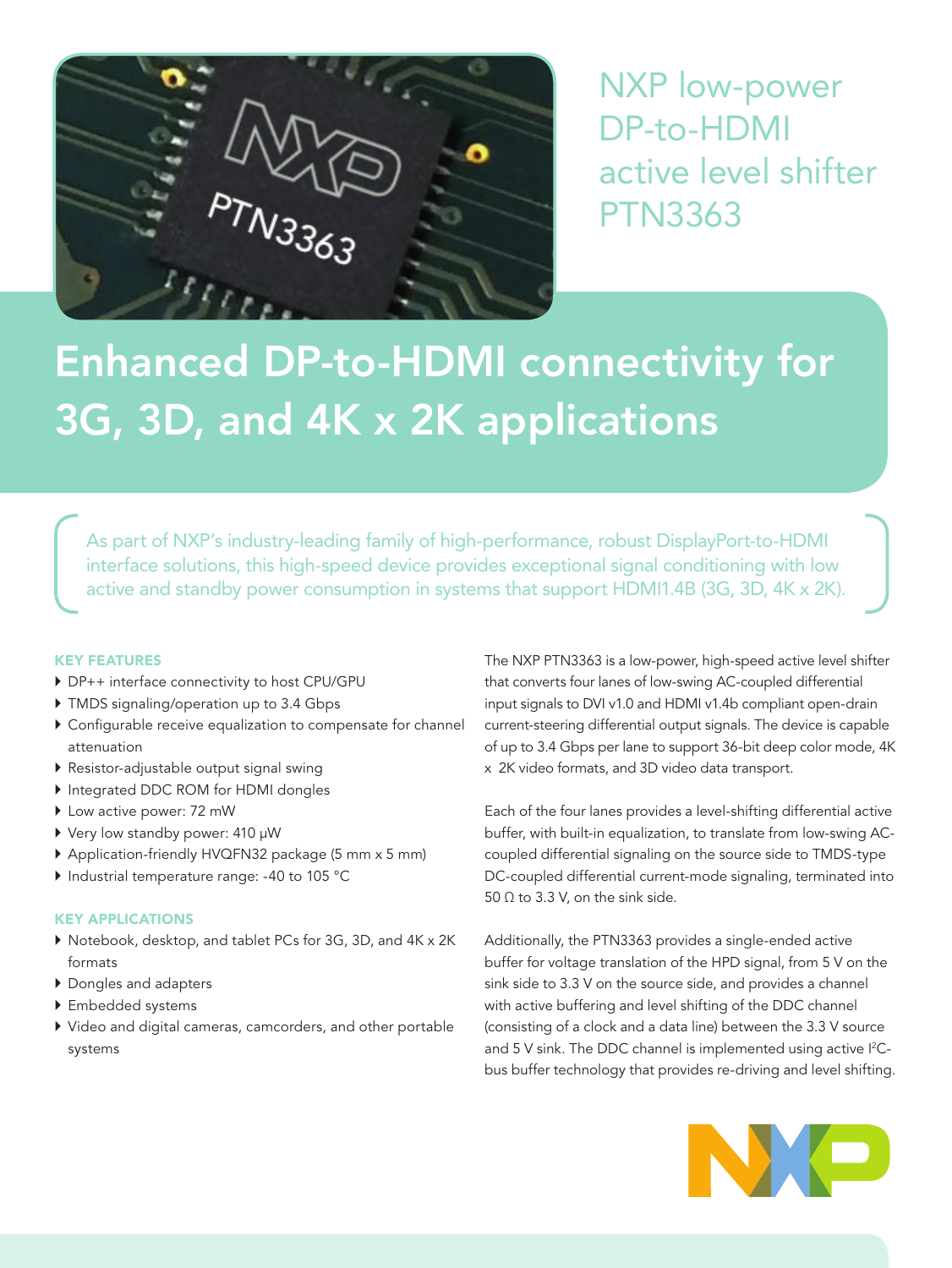# NXP low-power DP-to-HDMI active level shifter PTN3363

## Enhanced DP-to-HDMI connectivity for 3G, 3D, and 4K x 2K applications

As part of NXP's industry-leading family of high-performance, robust DisplayPort-to-HDMI interface solutions, this high-speed device provides exceptional signal conditioning with low active and standby power consumption in systems that support HDMI1.4B (3G, 3D, 4K x 2K).

### KEY FEATURES

- DP++ interface connectivity to host CPU/GPU
- TMDS signaling/operation up to 3.4 Gbps
- Configurable receive equalization to compensate for channel attenuation
- Resistor-adjustable output signal swing
- Integrated DDC ROM for HDMI dongles
- Low active power: 72 mW
- Very low standby power: 410 µW
- Application-friendly HVQFN32 package (5 mm x 5 mm)
- Industrial temperature range: -40 to 105 °C

### KEY APPLICATIONS

- Notebook, desktop, and tablet PCs for 3G, 3D, and 4K x 2K formats
- Dongles and adapters
- Embedded systems
- Video and digital cameras, camcorders, and other portable systems

The NXP PTN3363 is a low-power, high-speed active level shifter that converts four lanes of low-swing AC-coupled differential input signals to DVI v1.0 and HDMI v1.4b compliant open-drain current-steering differential output signals. The device is capable of up to 3.4 Gbps per lane to support 36-bit deep color mode, 4K x 2K video formats, and 3D video data transport.

Each of the four lanes provides a level-shifting differential active buffer, with built-in equalization, to translate from low-swing AC-coupled differential signaling on the source side to TMDS-type DC-coupled differential current-mode signaling, terminated into 50 Ω to 3.3 V, on the sink side.

Additionally, the PTN3363 provides a single-ended active buffer for voltage translation of the HPD signal, from 5 V on the sink side to 3.3 V on the source side, and provides a channel with active buffering and level shifting of the DDC channel (consisting of a clock and a data line) between the 3.3 V source and 5 V sink. The DDC channel is implemented using active I$^2$C-bus buffer technology that provides re-driving and level shifting.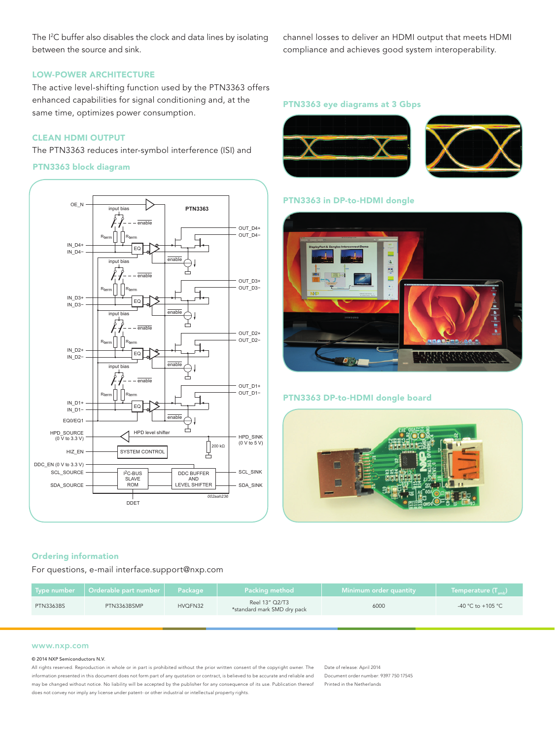The I²C buffer also disables the clock and data lines by isolating between the source and sink.

## LOW-POWER ARCHITECTURE

The active level-shifting function used by the PTN3363 offers enhanced capabilities for signal conditioning and, at the same time, optimizes power consumption.

## CLEAN HDMI OUTPUT

The PTN3363 reduces inter-symbol interference (ISI) and channel losses to deliver an HDMI output that meets HDMI compliance and achieves good system interoperability.

### PTN3363 block diagram

OE_N
input bias
PTN3363
enable
OUT_D4+
OUT_D4−
Rterm Rterm
IN_D4+
IN_D4−
EQ
enable
input bias
enable
OUT_D3+
OUT_D3−
Rterm Rterm
IN_D3+
IN_D3−
EQ
enable
input bias
enable
OUT_D2+
OUT_D2−
Rterm Rterm
IN_D2+
IN_D2−
EQ
enable
input bias
enable
OUT_D1+
OUT_D1−
Rterm Rterm
IN_D1+
IN_D1−
EQ
enable
EQ0/EQ1
HPD_SOURCE (0 V to 3.3 V)
HPD level shifter
HPD_SINK (0 V to 5 V)
200 kΩ
HIZ_EN
SYSTEM CONTROL
DDC_EN (0 V to 3.3 V)
SCL_SOURCE
SDA_SOURCE
I²C-BUS SLAVE ROM
DDC BUFFER AND LEVEL SHIFTER
SCL_SINK
SDA_SINK
DDET
002aah236

### PTN3363 eye diagrams at 3 Gbps

### PTN3363 in DP-to-HDMI dongle

### PTN3363 DP-to-HDMI dongle board

## Ordering information

For questions, e-mail interface.support@nxp.com

| Type number | Orderable part number | Package | Packing method | Minimum order quantity | Temperature ($T_{amb}$) |
|---|---|---|---|---|---|
| PTN3363BS | PTN3363BSMP | HVQFN32 | Reel 13" Q2/T3 *standard mark SMD dry pack | 6000 | -40 °C to +105 °C |

www.nxp.com

© 2014 NXP Semiconductors N.V.

All rights reserved. Reproduction in whole or in part is prohibited without the prior written consent of the copyright owner. The information presented in this document does not form part of any quotation or contract, is believed to be accurate and reliable and may be changed without notice. No liability will be accepted by the publisher for any consequence of its use. Publication thereof does not convey nor imply any license under patent- or other industrial or intellectual property rights.

Date of release: April 2014
Document order number: 9397 750 17545
Printed in the Netherlands